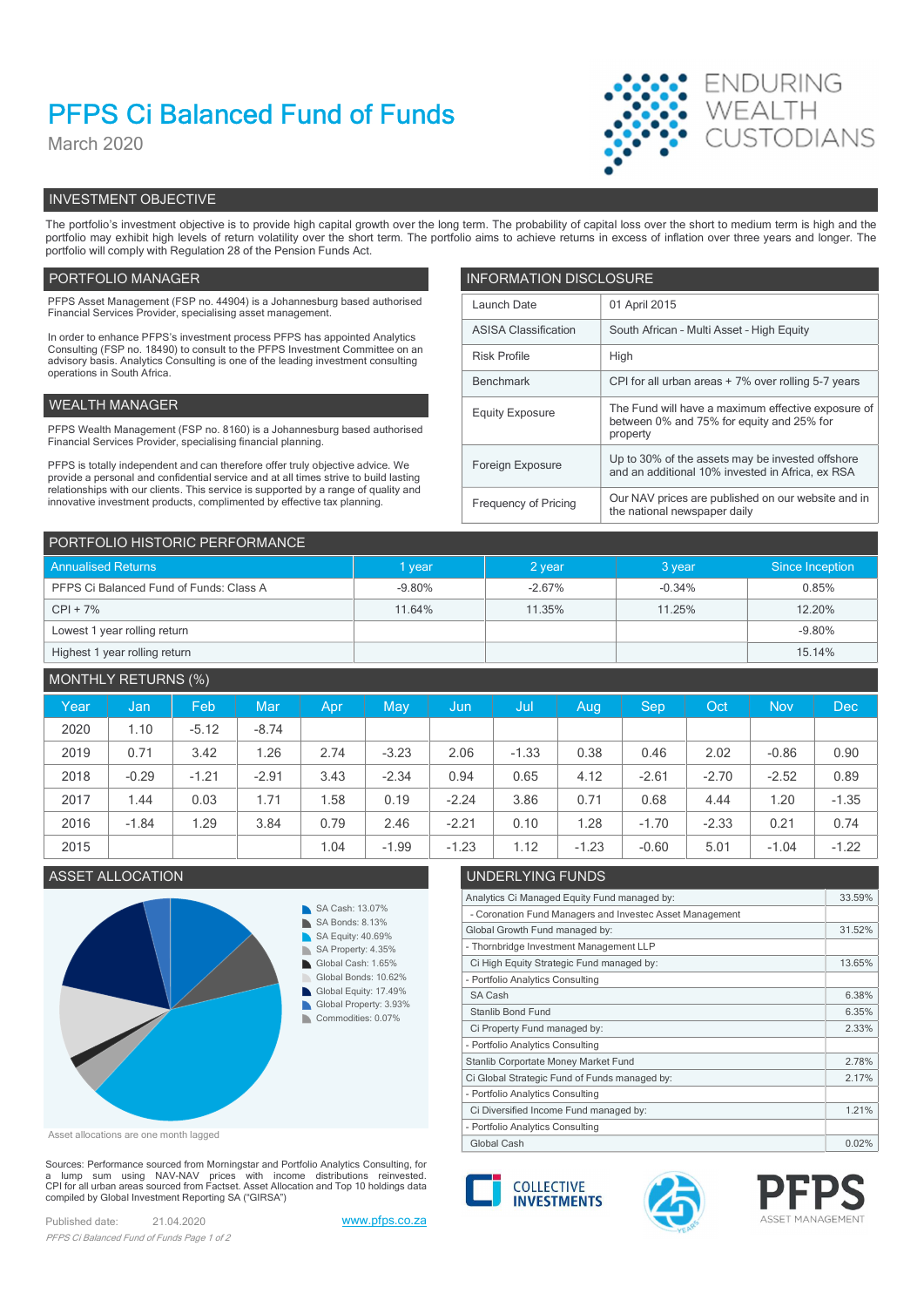# PFPS Ci Balanced Fund of Funds

March 2020

ENDURING WEALTH CUSTODIANS

## INVESTMENT OBJECTIVE

The portfolio's investment objective is to provide high capital growth over the long term. The probability of capital loss over the short to medium term is high and the portfolio may exhibit high levels of return volatility over the short term. The portfolio aims to achieve returns in excess of inflation over three years and longer. The portfolio will comply with Regulation 28 of the Pension Funds Act.

## PORTFOLIO MANAGER

PFPS Asset Management (FSP no. 44904) is a Johannesburg based authorised Financial Services Provider, specialising asset management.

In order to enhance PFPS's investment process PFPS has appointed Analytics Consulting (FSP no. 18490) to consult to the PFPS Investment Committee on an advisory basis. Analytics Consulting is one of the leading investment consulting operations in South Africa.

## WEALTH MANAGER

PFPS Wealth Management (FSP no. 8160) is a Johannesburg based authorised Financial Services Provider, specialising financial planning.

PFPS is totally independent and can therefore offer truly objective advice. We provide a personal and confidential service and at all times strive to build lasting relationships with our clients. This service is supported by a range of quality and innovative investment products, complimented by effective tax planning.

## INFORMATION DISCLOSURE

| | |
|---|---|
| Launch Date | 01 April 2015 |
| ASISA Classification | South African - Multi Asset - High Equity |
| Risk Profile | High |
| Benchmark | CPI for all urban areas + 7% over rolling 5-7 years |
| Equity Exposure | The Fund will have a maximum effective exposure of between 0% and 75% for equity and 25% for property |
| Foreign Exposure | Up to 30% of the assets may be invested offshore and an additional 10% invested in Africa, ex RSA |
| Frequency of Pricing | Our NAV prices are published on our website and in the national newspaper daily |

## PORTFOLIO HISTORIC PERFORMANCE

| Annualised Returns | 1 year | 2 year | 3 year | Since Inception |
|---|---|---|---|---|
| PFPS Ci Balanced Fund of Funds: Class A | -9.80% | -2.67% | -0.34% | 0.85% |
| CPI + 7% | 11.64% | 11.35% | 11.25% | 12.20% |
| Lowest 1 year rolling return | | | | -9.80% |
| Highest 1 year rolling return | | | | 15.14% |

## MONTHLY RETURNS (%)

| Year | Jan | Feb | Mar | Apr | May | Jun | Jul | Aug | Sep | Oct | Nov | Dec |
|---|---|---|---|---|---|---|---|---|---|---|---|---|
| 2020 | 1.10 | -5.12 | -8.74 | | | | | | | | | |
| 2019 | 0.71 | 3.42 | 1.26 | 2.74 | -3.23 | 2.06 | -1.33 | 0.38 | 0.46 | 2.02 | -0.86 | 0.90 |
| 2018 | -0.29 | -1.21 | -2.91 | 3.43 | -2.34 | 0.94 | 0.65 | 4.12 | -2.61 | -2.70 | -2.52 | 0.89 |
| 2017 | 1.44 | 0.03 | 1.71 | 1.58 | 0.19 | -2.24 | 3.86 | 0.71 | 0.68 | 4.44 | 1.20 | -1.35 |
| 2016 | -1.84 | 1.29 | 3.84 | 0.79 | 2.46 | -2.21 | 0.10 | 1.28 | -1.70 | -2.33 | 0.21 | 0.74 |
| 2015 | | | | 1.04 | -1.99 | -1.23 | 1.12 | -1.23 | -0.60 | 5.01 | -1.04 | -1.22 |

## ASSET ALLOCATION

- SA Cash: 13.07%
- SA Bonds: 8.13%
- SA Equity: 40.69%
- SA Property: 4.35%
- Global Cash: 1.65%
- Global Bonds: 10.62%
- Global Equity: 17.49%
- Global Property: 3.93%
- Commodities: 0.07%

Asset allocations are one month lagged

## UNDERLYING FUNDS

| | |
|---|---|
| Analytics Ci Managed Equity Fund managed by: | 33.59% |
| - Coronation Fund Managers and Investec Asset Management | |
| Global Growth Fund managed by: | 31.52% |
| - Thornbridge Investment Management LLP | |
| Ci High Equity Strategic Fund managed by: | 13.65% |
| - Portfolio Analytics Consulting | |
| SA Cash | 6.38% |
| Stanlib Bond Fund | 6.35% |
| Ci Property Fund managed by: | 2.33% |
| - Portfolio Analytics Consulting | |
| Stanlib Corportate Money Market Fund | 2.78% |
| Ci Global Strategic Fund of Funds managed by: | 2.17% |
| - Portfolio Analytics Consulting | |
| Ci Diversified Income Fund managed by: | 1.21% |
| - Portfolio Analytics Consulting | |
| Global Cash | 0.02% |

Sources: Performance sourced from Morningstar and Portfolio Analytics Consulting, for a lump sum using NAV-NAV prices with income distributions reinvested. CPI for all urban areas sourced from Factset. Asset Allocation and Top 10 holdings data compiled by Global Investment Reporting SA ("GIRSA")

Published date: 21.04.2020

www.pfps.co.za

COLLECTIVE INVESTMENTS

PFPS ASSET MANAGEMENT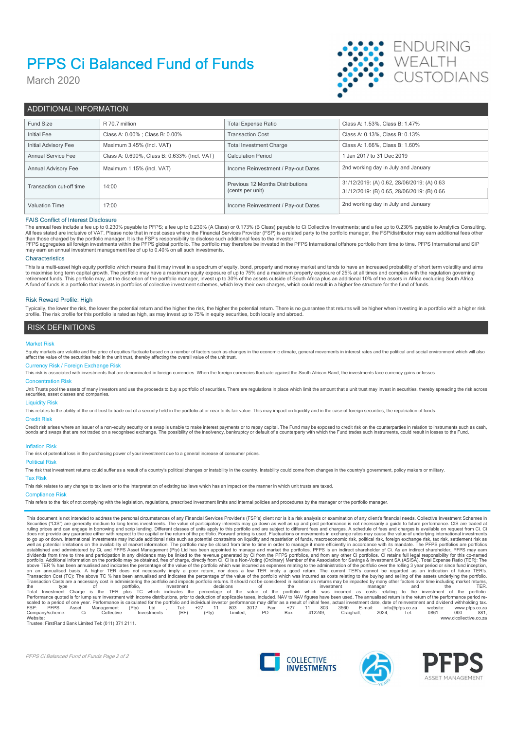# PFPS Ci Balanced Fund of Funds

March 2020

## ADDITIONAL INFORMATION

| | | | |
|---|---|---|---|
| Fund Size | R 70.7 million | Total Expense Ratio | Class A: 1.53%, Class B: 1.47% |
| Initial Fee | Class A: 0.00% ; Class B: 0.00% | Transaction Cost | Class A: 0.13%, Class B: 0.13% |
| Initial Advisory Fee | Maximum 3.45% (Incl. VAT) | Total Investment Charge | Class A: 1.66%, Class B: 1.60% |
| Annual Service Fee | Class A: 0.690%, Class B: 0.633% (Incl. VAT) | Calculation Period | 1 Jan 2017 to 31 Dec 2019 |
| Annual Advisory Fee | Maximum 1.15% (incl. VAT) | Income Reinvestment / Pay-out Dates | 2nd working day in July and January |
| Transaction cut-off time | 14:00 | Previous 12 Months Distributions (cents per unit) | 31/12/2019: (A) 0.62, 28/06/2019: (A) 0.63<br>31/12/2019: (B) 0.65, 28/06/2019: (B) 0.66 |
| Valuation Time | 17:00 | Income Reinvestment / Pay-out Dates | 2nd working day in July and January |

### FAIS Conflict of Interest Disclosure

The annual fees include a fee up to 0.230% payable to PFPS; a fee up to 0.230% (A Class) or 0.173% (B Class) payable to Ci Collective Investments; and a fee up to 0.230% payable to Analytics Consulting. All fees stated are inclusive of VAT. Please note that in most cases where the Financial Services Provider (FSP) is a related party to the portfolio manager, the FSP/distributor may earn additional fees other than those charged by the portfolio manager. It is the FSP's responsibility to disclose such additional fees to the investor.
PFPS aggregates all foreign investments within the PFPS global portfolio. The portfolio may therefore be invested in the PFPS International offshore portfolio from time to time. PFPS International and SIP may earn an annual investment management fee of up to 0.40% on all such investments.

### Characteristics

This is a multi-asset high equity portfolio which means that it may invest in a spectrum of equity, bond, property and money market and tends to have an increased probability of short term volatility and aims to maximise long term capital growth. The portfolio may have a maximum equity exposure of up to 75% and a maximum property exposure of 25% at all times and complies with the regulation governing retirement funds. This portfolio may, at the discretion of the portfolio manager, invest up to 30% of the assets outside of South Africa plus an additional 10% of the assets in Africa excluding South Africa.
A fund of funds is a portfolio that invests in portfolios of collective investment schemes, which levy their own charges, which could result in a higher fee structure for the fund of funds.

### Risk Reward Profile: High

Typically, the lower the risk, the lower the potential return and the higher the risk, the higher the potential return. There is no guarantee that returns will be higher when investing in a portfolio with a higher risk profile. The risk profile for this portfolio is rated as high, as may invest up to 75% in equity securities, both locally and abroad.

## RISK DEFINITIONS

### Market Risk

Equity markets are volatile and the price of equities fluctuate based on a number of factors such as changes in the economic climate, general movements in interest rates and the political and social environment which will also affect the value of the securities held in the unit trust, thereby affecting the overall value of the unit trust.

### Currency Risk / Foreign Exchange Risk

This risk is associated with investments that are denominated in foreign currencies. When the foreign currencies fluctuate against the South African Rand, the investments face currency gains or losses.

### Concentration Risk

Unit Trusts pool the assets of many investors and use the proceeds to buy a portfolio of securities. There are regulations in place which limit the amount that a unit trust may invest in securities, thereby spreading the risk across securities, asset classes and companies.

### Liquidity Risk

This relates to the ability of the unit trust to trade out of a security held in the portfolio at or near to its fair value. This may impact on liquidity and in the case of foreign securities, the repatriation of funds.

### Credit Risk

Credit risk arises where an issuer of a non-equity security or a swap is unable to make interest payments or to repay capital. The Fund may be exposed to credit risk on the counterparties in relation to instruments such as cash, bonds and swaps that are not traded on a recognised exchange. The possibility of the insolvency, bankruptcy or default of a counterparty with which the Fund trades such instruments, could result in losses to the Fund.

### Inflation Risk

The risk of potential loss in the purchasing power of your investment due to a general increase of consumer prices.

### Political Risk

The risk that investment returns could suffer as a result of a country's political changes or instability in the country. Instability could come from changes in the country's government, policy makers or military.

### Tax Risk

This risk relates to any change to tax laws or to the interpretation of existing tax laws which has an impact on the manner in which unit trusts are taxed.

### Compliance Risk

This refers to the risk of not complying with the legislation, regulations, prescribed investment limits and internal policies and procedures by the manager or the portfolio manager.

This document is not intended to address the personal circumstances of any Financial Services Provider's (FSP's) client nor is it a risk analysis or examination of any client's financial needs. Collective Investment Schemes in Securities ("CIS") are generally medium to long terms investments. The value of participatory interests may go down as well as up and past performance is not necessarily a guide to future performance. CIS are traded at ruling prices and can engage in borrowing and scrip lending. Different classes of units apply to this portfolio and are subject to different fees and charges. A schedule of fees and charges is available on request from Ci. Ci does not provide any guarantee either with respect to the capital or the return of the portfolio. Forward pricing is used. Fluctuations or movements in exchange rates may cause the value of underlying international investments to go up or down. International Investments may include additional risks such as potential constraints on liquidity and repatriation of funds, macroeconomic risk, political risk, foreign exchange risk, tax risk, settlement risk as well as potential limitations on the availability of market information. The portfolio may be closed from time to time in order to manage it more efficiently in accordance with its mandate. The PFPS portfolios are portfolios established and administered by Ci, and PFPS Asset Management (Pty) Ltd has been appointed to manage and market the portfolios. PFPS is an indirect shareholder of Ci. As an indirect shareholder, PFPS may earn dividends from time to time and participation in any dividends may be linked to the revenue generated by Ci from the PFPS portfolios, and from any other Ci portfolios. Ci retains full legal responsibility for this co-named portfolio. Additional information on the portfolio may be obtained, free of charge, directly from Ci. Ci is a Non-Voting (Ordinary) Member of the Association for Savings & Investment SA (ASISA). Total Expense Ratio (TER): The above TER % has been annualised and indicates the percentage of the value of the portfolio which was incurred as expenses relating to the administration of the portfolio over the rolling 3 year period or since fund inception, on an annualised basis. A higher TER does not necessarily imply a poor return, nor does a low TER imply a good return. The current TER's cannot be regarded as an indication of future TER's. Transaction Cost (TC): The above TC % has been annualised and indicates the percentage of the value of the portfolio which was incurred as costs relating to the buying and selling of the assets underlying the portfolio. Transaction Costs are a necessary cost in administering the portfolio and impacts portfolio returns. It should not be considered in isolation as returns may be impacted by many other factors over time including market returns, the type of portfolio, investment decisions of the investment manager and the TER. Total Investment Charge is the TER plus TC which indicates the percentage of the value of the portfolio which was incurred as costs relating to the investment of the portfolio. Performance quoted is for lump sum investment with income distributions, prior to deduction of applicable taxes, included. NAV to NAV figures have been used. The annualised return is the return of the performance period re-scaled to a period of one year. Performance is calculated for the portfolio and individual investor performance may differ as a result of initial fees, actual investment date, date of reinvestment and dividend withholding tax. FSP: PFPS Asset Management (Pty) Ltd , Tel: +27 11 803 3017 Fax: +27 11 803 3560 E-mail: info@pfps.co.za website: www.pfps.co.za Company/scheme: Ci Collective Investments (RF) (Pty) Limited, PO Box 412249, Craighall, 2024; Tel: 0861 000 881, Website: www.cicollective.co.za
Trustee: FirstRand Bank Limited Tel: (011) 371 2111.